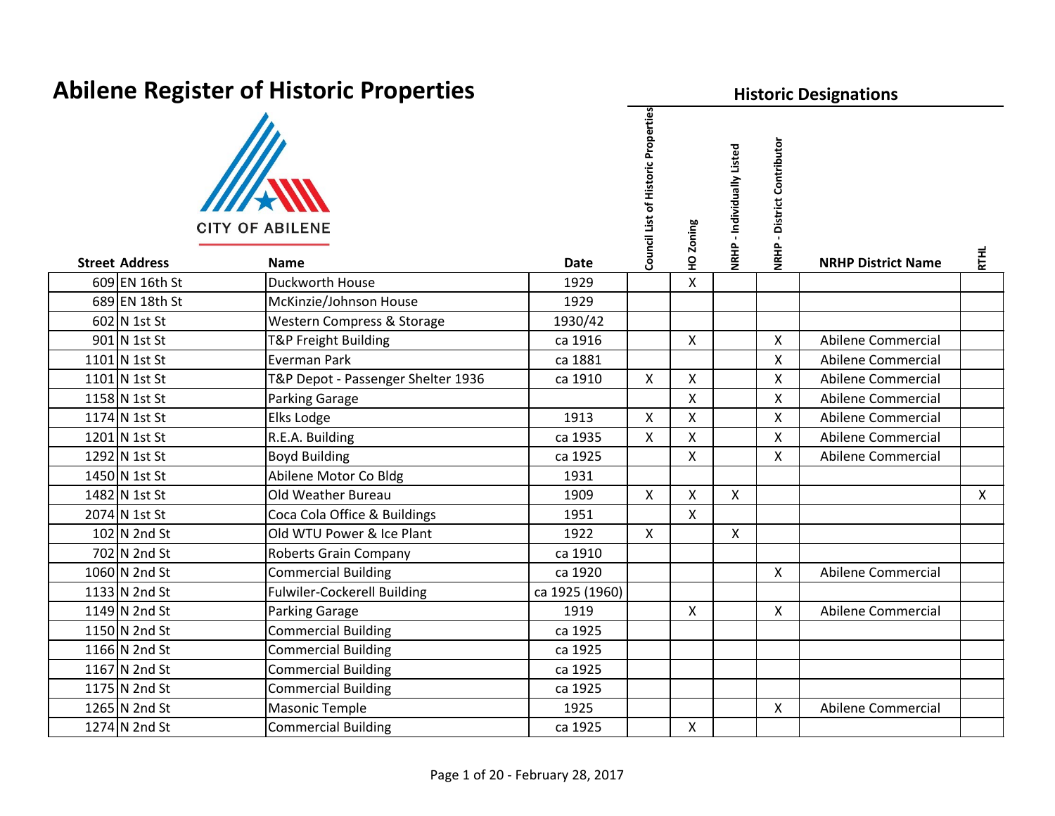# Abilene Register of Historic Properties

CITY OF ABILENE

| Street Address | | Name | Date | Council List of Historic Properties | HO Zoning | NRHP - Individually Listed | NRHP - District Contributor | NRHP District Name | RTHL |
|---|---|---|---|---|---|---|---|---|---|
| | | | | Historic Designations | | | | | |
| 609 | EN 16th St | Duckworth House | 1929 | | X | | | | |
| 689 | EN 18th St | McKinzie/Johnson House | 1929 | | | | | | |
| 602 | N 1st St | Western Compress & Storage | 1930/42 | | | | | | |
| 901 | N 1st St | T&P Freight Building | ca 1916 | | X | | X | Abilene Commercial | |
| 1101 | N 1st St | Everman Park | ca 1881 | | | | X | Abilene Commercial | |
| 1101 | N 1st St | T&P Depot - Passenger Shelter 1936 | ca 1910 | X | X | | X | Abilene Commercial | |
| 1158 | N 1st St | Parking Garage | | | X | | X | Abilene Commercial | |
| 1174 | N 1st St | Elks Lodge | 1913 | X | X | | X | Abilene Commercial | |
| 1201 | N 1st St | R.E.A. Building | ca 1935 | X | X | | X | Abilene Commercial | |
| 1292 | N 1st St | Boyd Building | ca 1925 | | X | | X | Abilene Commercial | |
| 1450 | N 1st St | Abilene Motor Co Bldg | 1931 | | | | | | |
| 1482 | N 1st St | Old Weather Bureau | 1909 | X | X | X | | | X |
| 2074 | N 1st St | Coca Cola Office & Buildings | 1951 | | X | | | | |
| 102 | N 2nd St | Old WTU Power & Ice Plant | 1922 | X | | X | | | |
| 702 | N 2nd St | Roberts Grain Company | ca 1910 | | | | | | |
| 1060 | N 2nd St | Commercial Building | ca 1920 | | | | X | Abilene Commercial | |
| 1133 | N 2nd St | Fulwiler-Cockerell Building | ca 1925 (1960) | | | | | | |
| 1149 | N 2nd St | Parking Garage | 1919 | | X | | X | Abilene Commercial | |
| 1150 | N 2nd St | Commercial Building | ca 1925 | | | | | | |
| 1166 | N 2nd St | Commercial Building | ca 1925 | | | | | | |
| 1167 | N 2nd St | Commercial Building | ca 1925 | | | | | | |
| 1175 | N 2nd St | Commercial Building | ca 1925 | | | | | | |
| 1265 | N 2nd St | Masonic Temple | 1925 | | | | X | Abilene Commercial | |
| 1274 | N 2nd St | Commercial Building | ca 1925 | | X | | | | |

Page 1 of 20 - February 28, 2017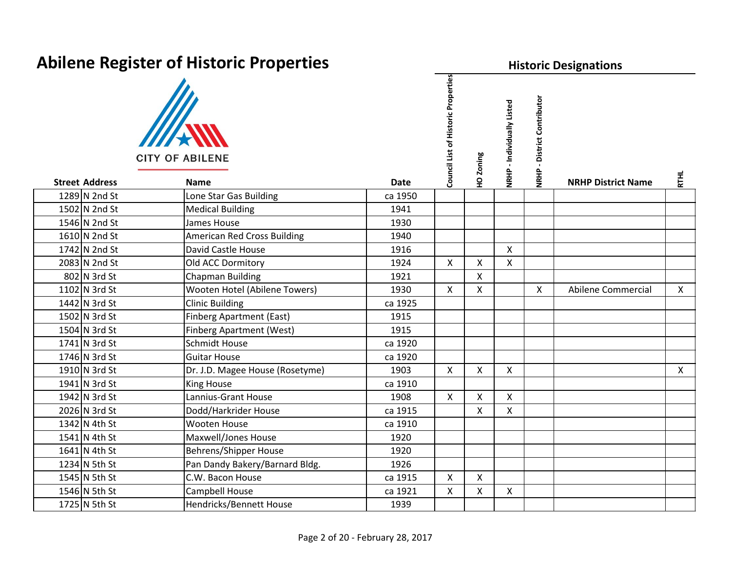# Abilene Register of Historic Properties

CITY OF ABILENE

| Street Address | | Name | Date | Historic Designations | | | | | |
|---|---|---|---|---|---|---|---|---|---|
| | | | | Council List of Historic Properties | HO Zoning | NRHP - Individually Listed | NRHP - District Contributor | NRHP District Name | RTHL |
| 1289 | N 2nd St | Lone Star Gas Building | ca 1950 | | | | | | |
| 1502 | N 2nd St | Medical Building | 1941 | | | | | | |
| 1546 | N 2nd St | James House | 1930 | | | | | | |
| 1610 | N 2nd St | American Red Cross Building | 1940 | | | | | | |
| 1742 | N 2nd St | David Castle House | 1916 | | | X | | | |
| 2083 | N 2nd St | Old ACC Dormitory | 1924 | X | X | X | | | |
| 802 | N 3rd St | Chapman Building | 1921 | | X | | | | |
| 1102 | N 3rd St | Wooten Hotel (Abilene Towers) | 1930 | X | X | | X | Abilene Commercial | X |
| 1442 | N 3rd St | Clinic Building | ca 1925 | | | | | | |
| 1502 | N 3rd St | Finberg Apartment (East) | 1915 | | | | | | |
| 1504 | N 3rd St | Finberg Apartment (West) | 1915 | | | | | | |
| 1741 | N 3rd St | Schmidt House | ca 1920 | | | | | | |
| 1746 | N 3rd St | Guitar House | ca 1920 | | | | | | |
| 1910 | N 3rd St | Dr. J.D. Magee House (Rosetyme) | 1903 | X | X | X | | | X |
| 1941 | N 3rd St | King House | ca 1910 | | | | | | |
| 1942 | N 3rd St | Lannius-Grant House | 1908 | X | X | X | | | |
| 2026 | N 3rd St | Dodd/Harkrider House | ca 1915 | | X | X | | | |
| 1342 | N 4th St | Wooten House | ca 1910 | | | | | | |
| 1541 | N 4th St | Maxwell/Jones House | 1920 | | | | | | |
| 1641 | N 4th St | Behrens/Shipper House | 1920 | | | | | | |
| 1234 | N 5th St | Pan Dandy Bakery/Barnard Bldg. | 1926 | | | | | | |
| 1545 | N 5th St | C.W. Bacon House | ca 1915 | X | X | | | | |
| 1546 | N 5th St | Campbell House | ca 1921 | X | X | X | | | |
| 1725 | N 5th St | Hendricks/Bennett House | 1939 | | | | | | |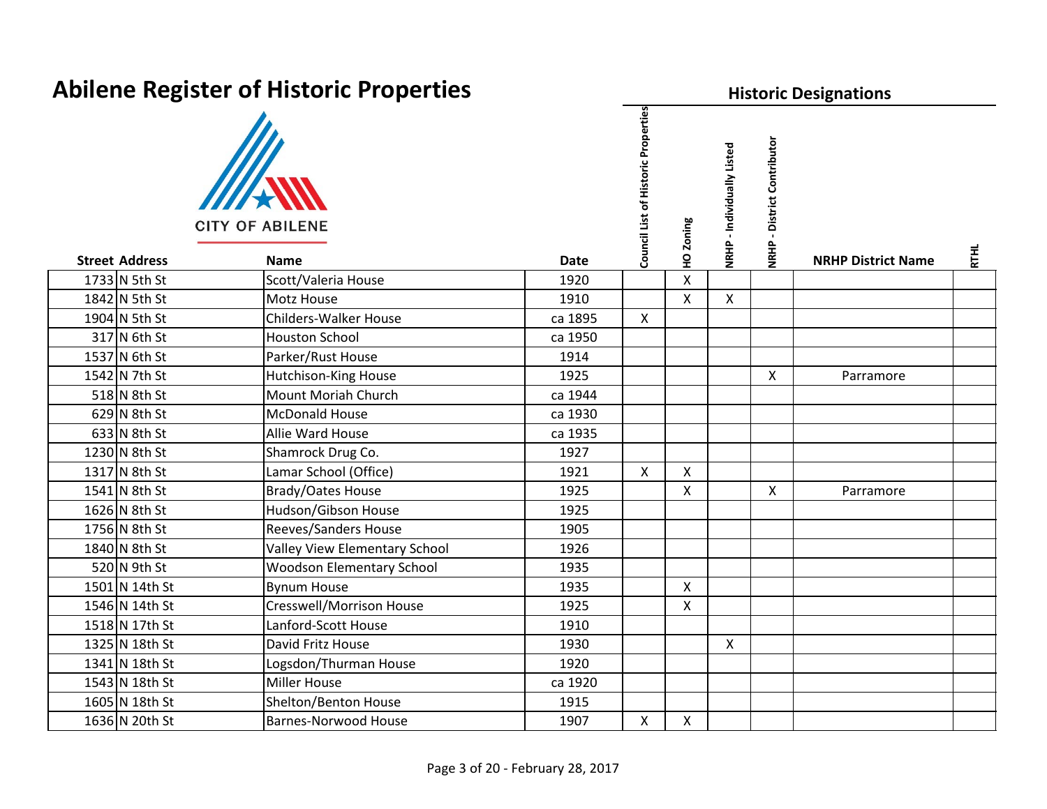# Abilene Register of Historic Properties

CITY OF ABILENE

| Street Address | | Name | Date | Council List of Historic Properties | HO Zoning | NRHP - Individually Listed | NRHP - District Contributor | NRHP District Name | RTHL |
|---|---|---|---|---|---|---|---|---|---|
| | | | | Historic Designations | | | | | |
| 1733 | N 5th St | Scott/Valeria House | 1920 | | X | | | | |
| 1842 | N 5th St | Motz House | 1910 | | X | X | | | |
| 1904 | N 5th St | Childers-Walker House | ca 1895 | X | | | | | |
| 317 | N 6th St | Houston School | ca 1950 | | | | | | |
| 1537 | N 6th St | Parker/Rust House | 1914 | | | | | | |
| 1542 | N 7th St | Hutchison-King House | 1925 | | | | X | Parramore | |
| 518 | N 8th St | Mount Moriah Church | ca 1944 | | | | | | |
| 629 | N 8th St | McDonald House | ca 1930 | | | | | | |
| 633 | N 8th St | Allie Ward House | ca 1935 | | | | | | |
| 1230 | N 8th St | Shamrock Drug Co. | 1927 | | | | | | |
| 1317 | N 8th St | Lamar School (Office) | 1921 | X | X | | | | |
| 1541 | N 8th St | Brady/Oates House | 1925 | | X | | X | Parramore | |
| 1626 | N 8th St | Hudson/Gibson House | 1925 | | | | | | |
| 1756 | N 8th St | Reeves/Sanders House | 1905 | | | | | | |
| 1840 | N 8th St | Valley View Elementary School | 1926 | | | | | | |
| 520 | N 9th St | Woodson Elementary School | 1935 | | | | | | |
| 1501 | N 14th St | Bynum House | 1935 | | X | | | | |
| 1546 | N 14th St | Cresswell/Morrison House | 1925 | | X | | | | |
| 1518 | N 17th St | Lanford-Scott House | 1910 | | | | | | |
| 1325 | N 18th St | David Fritz House | 1930 | | | X | | | |
| 1341 | N 18th St | Logsdon/Thurman House | 1920 | | | | | | |
| 1543 | N 18th St | Miller House | ca 1920 | | | | | | |
| 1605 | N 18th St | Shelton/Benton House | 1915 | | | | | | |
| 1636 | N 20th St | Barnes-Norwood House | 1907 | X | X | | | | |

February 28, 2017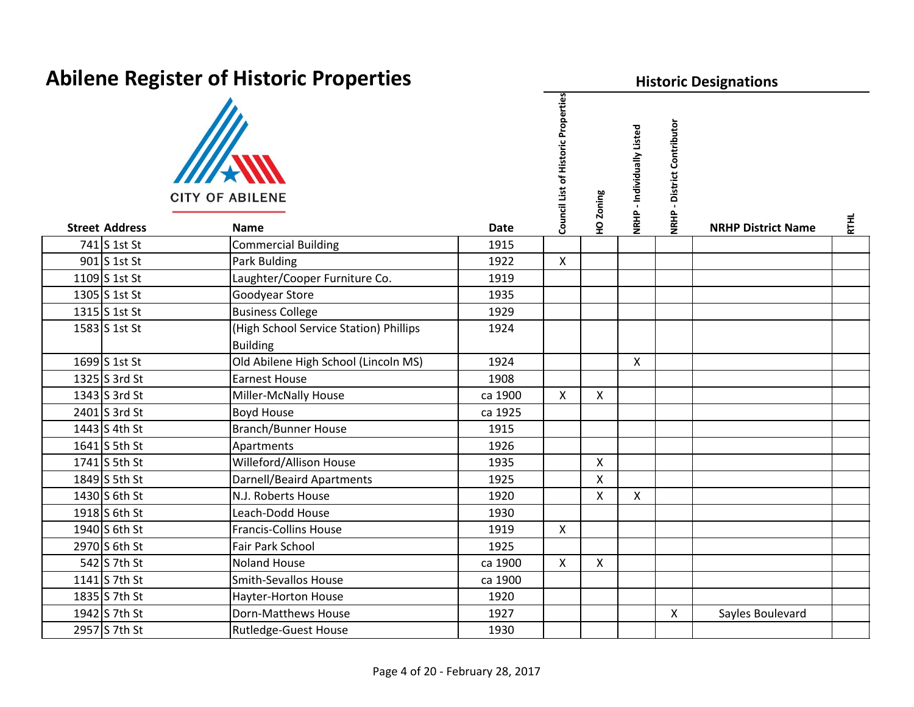# Abilene Register of Historic Properties

CITY OF ABILENE

| Street Address | | Name | Date | Historic Designations | | | | | |
|---|---|---|---|---|---|---|---|---|---|
| | | | | Council List of Historic Properties | HO Zoning | NRHP - Individually Listed | NRHP - District Contributor | NRHP District Name | RTHL |
| 741 | S 1st St | Commercial Building | 1915 | | | | | | |
| 901 | S 1st St | Park Bulding | 1922 | X | | | | | |
| 1109 | S 1st St | Laughter/Cooper Furniture Co. | 1919 | | | | | | |
| 1305 | S 1st St | Goodyear Store | 1935 | | | | | | |
| 1315 | S 1st St | Business College | 1929 | | | | | | |
| 1583 | S 1st St | (High School Service Station) Phillips Building | 1924 | | | | | | |
| 1699 | S 1st St | Old Abilene High School (Lincoln MS) | 1924 | | | X | | | |
| 1325 | S 3rd St | Earnest House | 1908 | | | | | | |
| 1343 | S 3rd St | Miller-McNally House | ca 1900 | X | X | | | | |
| 2401 | S 3rd St | Boyd House | ca 1925 | | | | | | |
| 1443 | S 4th St | Branch/Bunner House | 1915 | | | | | | |
| 1641 | S 5th St | Apartments | 1926 | | | | | | |
| 1741 | S 5th St | Willeford/Allison House | 1935 | | X | | | | |
| 1849 | S 5th St | Darnell/Beaird Apartments | 1925 | | X | | | | |
| 1430 | S 6th St | N.J. Roberts House | 1920 | | X | X | | | |
| 1918 | S 6th St | Leach-Dodd House | 1930 | | | | | | |
| 1940 | S 6th St | Francis-Collins House | 1919 | X | | | | | |
| 2970 | S 6th St | Fair Park School | 1925 | | | | | | |
| 542 | S 7th St | Noland House | ca 1900 | X | X | | | | |
| 1141 | S 7th St | Smith-Sevallos House | ca 1900 | | | | | | |
| 1835 | S 7th St | Hayter-Horton House | 1920 | | | | | | |
| 1942 | S 7th St | Dorn-Matthews House | 1927 | | | | X | Sayles Boulevard | |
| 2957 | S 7th St | Rutledge-Guest House | 1930 | | | | | | |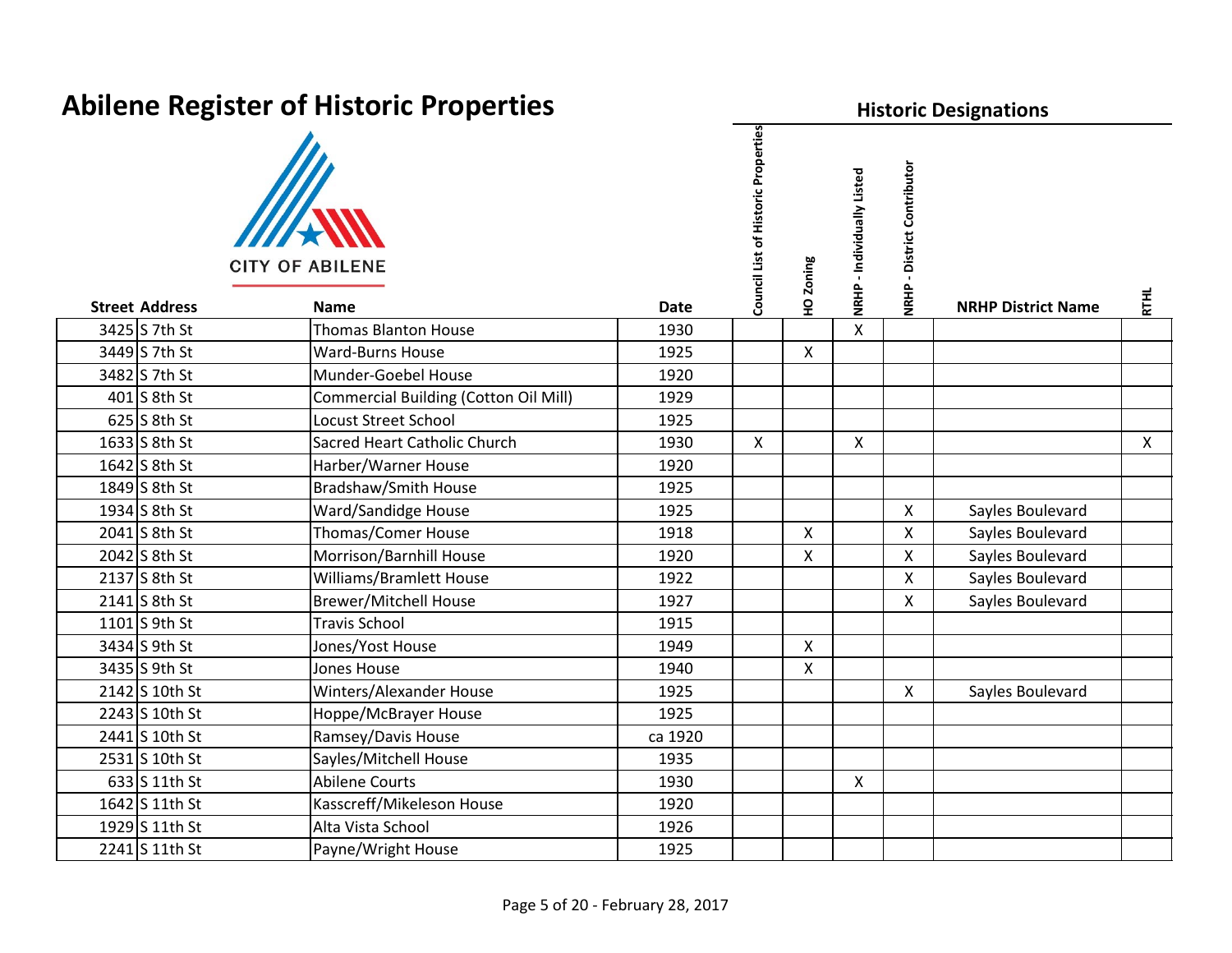# Abilene Register of Historic Properties

CITY OF ABILENE

| Street Address | | Name | Date | Historic Designations: Council List of Historic Properties | HO Zoning | NRHP - Individually Listed | NRHP - District Contributor | NRHP District Name | RTHL |
|---|---|---|---|---|---|---|---|---|---|
| 3425 | S 7th St | Thomas Blanton House | 1930 | | | X | | | |
| 3449 | S 7th St | Ward-Burns House | 1925 | | X | | | | |
| 3482 | S 7th St | Munder-Goebel House | 1920 | | | | | | |
| 401 | S 8th St | Commercial Building (Cotton Oil Mill) | 1929 | | | | | | |
| 625 | S 8th St | Locust Street School | 1925 | | | | | | |
| 1633 | S 8th St | Sacred Heart Catholic Church | 1930 | X | | X | | | X |
| 1642 | S 8th St | Harber/Warner House | 1920 | | | | | | |
| 1849 | S 8th St | Bradshaw/Smith House | 1925 | | | | | | |
| 1934 | S 8th St | Ward/Sandidge House | 1925 | | | | X | Sayles Boulevard | |
| 2041 | S 8th St | Thomas/Comer House | 1918 | | X | | X | Sayles Boulevard | |
| 2042 | S 8th St | Morrison/Barnhill House | 1920 | | X | | X | Sayles Boulevard | |
| 2137 | S 8th St | Williams/Bramlett House | 1922 | | | | X | Sayles Boulevard | |
| 2141 | S 8th St | Brewer/Mitchell House | 1927 | | | | X | Sayles Boulevard | |
| 1101 | S 9th St | Travis School | 1915 | | | | | | |
| 3434 | S 9th St | Jones/Yost House | 1949 | | X | | | | |
| 3435 | S 9th St | Jones House | 1940 | | X | | | | |
| 2142 | S 10th St | Winters/Alexander House | 1925 | | | | X | Sayles Boulevard | |
| 2243 | S 10th St | Hoppe/McBrayer House | 1925 | | | | | | |
| 2441 | S 10th St | Ramsey/Davis House | ca 1920 | | | | | | |
| 2531 | S 10th St | Sayles/Mitchell House | 1935 | | | | | | |
| 633 | S 11th St | Abilene Courts | 1930 | | | X | | | |
| 1642 | S 11th St | Kasscreff/Mikeleson House | 1920 | | | | | | |
| 1929 | S 11th St | Alta Vista School | 1926 | | | | | | |
| 2241 | S 11th St | Payne/Wright House | 1925 | | | | | | |

February 28, 2017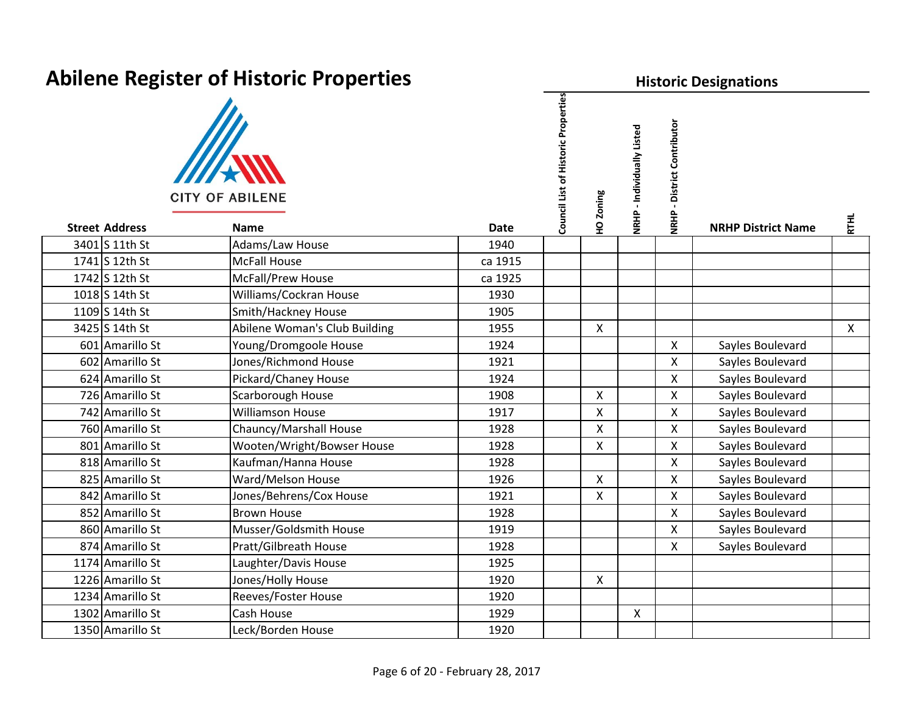# Abilene Register of Historic Properties

CITY OF ABILENE

| Street Address | | Name | Date | Council List of Historic Properties | HO Zoning | NRHP - Individually Listed | NRHP - District Contributor | NRHP District Name | RTHL |
|---|---|---|---|---|---|---|---|---|---|
| | | | | Historic Designations | | | | | |
| 3401 | S 11th St | Adams/Law House | 1940 | | | | | | |
| 1741 | S 12th St | McFall House | ca 1915 | | | | | | |
| 1742 | S 12th St | McFall/Prew House | ca 1925 | | | | | | |
| 1018 | S 14th St | Williams/Cockran House | 1930 | | | | | | |
| 1109 | S 14th St | Smith/Hackney House | 1905 | | | | | | |
| 3425 | S 14th St | Abilene Woman's Club Building | 1955 | | X | | | | X |
| 601 | Amarillo St | Young/Dromgoole House | 1924 | | | | X | Sayles Boulevard | |
| 602 | Amarillo St | Jones/Richmond House | 1921 | | | | X | Sayles Boulevard | |
| 624 | Amarillo St | Pickard/Chaney House | 1924 | | | | X | Sayles Boulevard | |
| 726 | Amarillo St | Scarborough House | 1908 | | X | | X | Sayles Boulevard | |
| 742 | Amarillo St | Williamson House | 1917 | | X | | X | Sayles Boulevard | |
| 760 | Amarillo St | Chauncy/Marshall House | 1928 | | X | | X | Sayles Boulevard | |
| 801 | Amarillo St | Wooten/Wright/Bowser House | 1928 | | X | | X | Sayles Boulevard | |
| 818 | Amarillo St | Kaufman/Hanna House | 1928 | | | | X | Sayles Boulevard | |
| 825 | Amarillo St | Ward/Melson House | 1926 | | X | | X | Sayles Boulevard | |
| 842 | Amarillo St | Jones/Behrens/Cox House | 1921 | | X | | X | Sayles Boulevard | |
| 852 | Amarillo St | Brown House | 1928 | | | | X | Sayles Boulevard | |
| 860 | Amarillo St | Musser/Goldsmith House | 1919 | | | | X | Sayles Boulevard | |
| 874 | Amarillo St | Pratt/Gilbreath House | 1928 | | | | X | Sayles Boulevard | |
| 1174 | Amarillo St | Laughter/Davis House | 1925 | | | | | | |
| 1226 | Amarillo St | Jones/Holly House | 1920 | | X | | | | |
| 1234 | Amarillo St | Reeves/Foster House | 1920 | | | | | | |
| 1302 | Amarillo St | Cash House | 1929 | | | X | | | |
| 1350 | Amarillo St | Leck/Borden House | 1920 | | | | | | |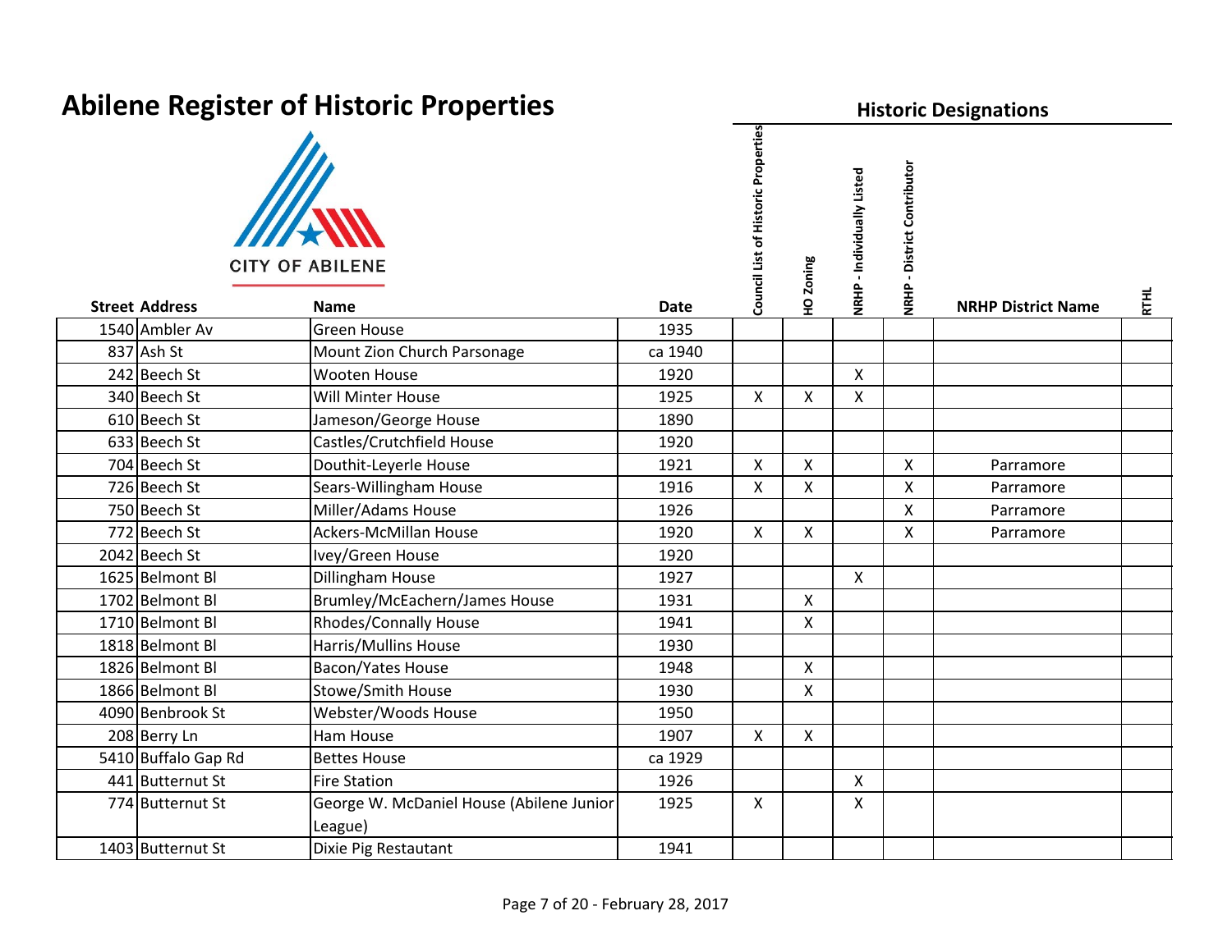# Abilene Register of Historic Properties

CITY OF ABILENE

| Street Address | | Name | Date | Council List of Historic Properties | HO Zoning | NRHP - Individually Listed | NRHP - District Contributor | NRHP District Name | RTHL |
|---|---|---|---|---|---|---|---|---|---|
| | | | | **Historic Designations** | | | | | |
| 1540 | Ambler Av | Green House | 1935 | | | | | | |
| 837 | Ash St | Mount Zion Church Parsonage | ca 1940 | | | | | | |
| 242 | Beech St | Wooten House | 1920 | | | X | | | |
| 340 | Beech St | Will Minter House | 1925 | X | X | X | | | |
| 610 | Beech St | Jameson/George House | 1890 | | | | | | |
| 633 | Beech St | Castles/Crutchfield House | 1920 | | | | | | |
| 704 | Beech St | Douthit-Leyerle House | 1921 | X | X | | X | Parramore | |
| 726 | Beech St | Sears-Willingham House | 1916 | X | X | | X | Parramore | |
| 750 | Beech St | Miller/Adams House | 1926 | | | | X | Parramore | |
| 772 | Beech St | Ackers-McMillan House | 1920 | X | X | | X | Parramore | |
| 2042 | Beech St | Ivey/Green House | 1920 | | | | | | |
| 1625 | Belmont Bl | Dillingham House | 1927 | | | X | | | |
| 1702 | Belmont Bl | Brumley/McEachern/James House | 1931 | | X | | | | |
| 1710 | Belmont Bl | Rhodes/Connally House | 1941 | | X | | | | |
| 1818 | Belmont Bl | Harris/Mullins House | 1930 | | | | | | |
| 1826 | Belmont Bl | Bacon/Yates House | 1948 | | X | | | | |
| 1866 | Belmont Bl | Stowe/Smith House | 1930 | | X | | | | |
| 4090 | Benbrook St | Webster/Woods House | 1950 | | | | | | |
| 208 | Berry Ln | Ham House | 1907 | X | X | | | | |
| 5410 | Buffalo Gap Rd | Bettes House | ca 1929 | | | | | | |
| 441 | Butternut St | Fire Station | 1926 | | | X | | | |
| 774 | Butternut St | George W. McDaniel House (Abilene Junior League) | 1925 | X | | X | | | |
| 1403 | Butternut St | Dixie Pig Restautant | 1941 | | | | | | |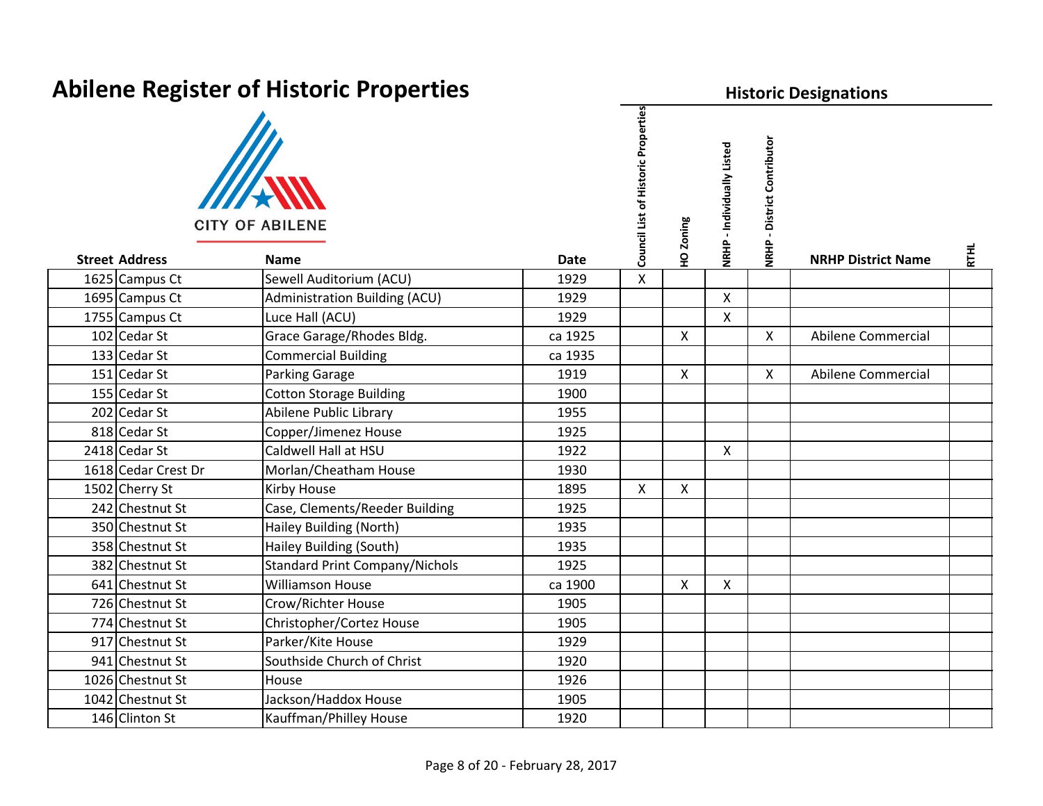# Abilene Register of Historic Properties

CITY OF ABILENE

| Street Address | | Name | Date | Historic Designations: Council List of Historic Properties | HO Zoning | NRHP - Individually Listed | NRHP - District Contributor | NRHP District Name | RTHL |
|---|---|---|---|---|---|---|---|---|---|
| 1625 | Campus Ct | Sewell Auditorium (ACU) | 1929 | X | | | | | |
| 1695 | Campus Ct | Administration Building (ACU) | 1929 | | | X | | | |
| 1755 | Campus Ct | Luce Hall (ACU) | 1929 | | | X | | | |
| 102 | Cedar St | Grace Garage/Rhodes Bldg. | ca 1925 | | X | | X | Abilene Commercial | |
| 133 | Cedar St | Commercial Building | ca 1935 | | | | | | |
| 151 | Cedar St | Parking Garage | 1919 | | X | | X | Abilene Commercial | |
| 155 | Cedar St | Cotton Storage Building | 1900 | | | | | | |
| 202 | Cedar St | Abilene Public Library | 1955 | | | | | | |
| 818 | Cedar St | Copper/Jimenez House | 1925 | | | | | | |
| 2418 | Cedar St | Caldwell Hall at HSU | 1922 | | | X | | | |
| 1618 | Cedar Crest Dr | Morlan/Cheatham House | 1930 | | | | | | |
| 1502 | Cherry St | Kirby House | 1895 | X | X | | | | |
| 242 | Chestnut St | Case, Clements/Reeder Building | 1925 | | | | | | |
| 350 | Chestnut St | Hailey Building (North) | 1935 | | | | | | |
| 358 | Chestnut St | Hailey Building (South) | 1935 | | | | | | |
| 382 | Chestnut St | Standard Print Company/Nichols | 1925 | | | | | | |
| 641 | Chestnut St | Williamson House | ca 1900 | | X | X | | | |
| 726 | Chestnut St | Crow/Richter House | 1905 | | | | | | |
| 774 | Chestnut St | Christopher/Cortez House | 1905 | | | | | | |
| 917 | Chestnut St | Parker/Kite House | 1929 | | | | | | |
| 941 | Chestnut St | Southside Church of Christ | 1920 | | | | | | |
| 1026 | Chestnut St | House | 1926 | | | | | | |
| 1042 | Chestnut St | Jackson/Haddox House | 1905 | | | | | | |
| 146 | Clinton St | Kauffman/Philley House | 1920 | | | | | | |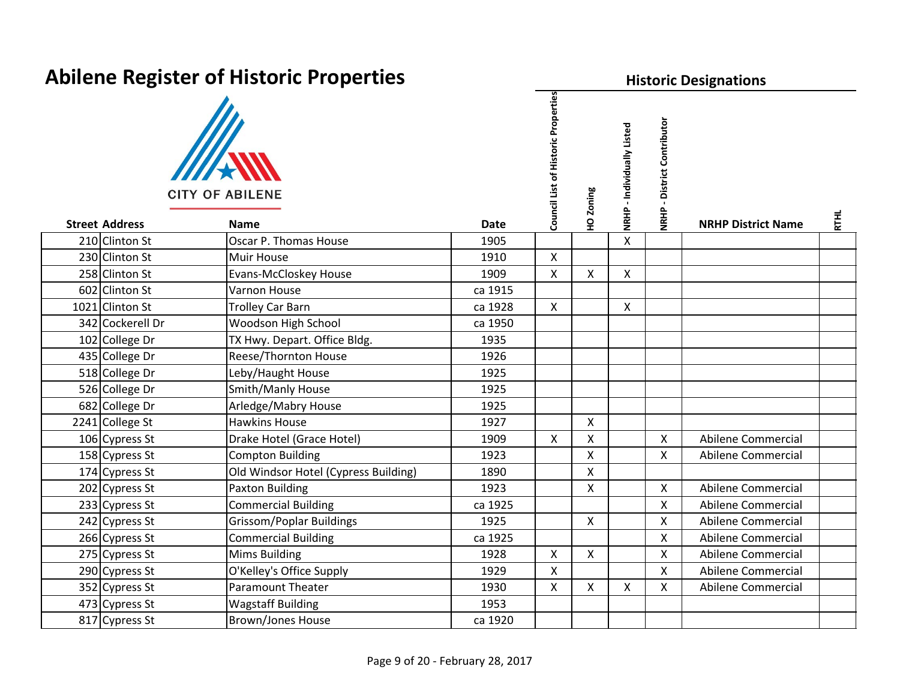# Abilene Register of Historic Properties

CITY OF ABILENE

| Street Address | | Name | Date | Historic Designations | | | | | |
|---|---|---|---|---|---|---|---|---|---|
| | | | | Council List of Historic Properties | HO Zoning | NRHP - Individually Listed | NRHP - District Contributor | NRHP District Name | RTHL |
| 210 | Clinton St | Oscar P. Thomas House | 1905 | | | X | | | |
| 230 | Clinton St | Muir House | 1910 | X | | | | | |
| 258 | Clinton St | Evans-McCloskey House | 1909 | X | X | X | | | |
| 602 | Clinton St | Varnon House | ca 1915 | | | | | | |
| 1021 | Clinton St | Trolley Car Barn | ca 1928 | X | | X | | | |
| 342 | Cockerell Dr | Woodson High School | ca 1950 | | | | | | |
| 102 | College Dr | TX Hwy. Depart. Office Bldg. | 1935 | | | | | | |
| 435 | College Dr | Reese/Thornton House | 1926 | | | | | | |
| 518 | College Dr | Leby/Haught House | 1925 | | | | | | |
| 526 | College Dr | Smith/Manly House | 1925 | | | | | | |
| 682 | College Dr | Arledge/Mabry House | 1925 | | | | | | |
| 2241 | College St | Hawkins House | 1927 | | X | | | | |
| 106 | Cypress St | Drake Hotel (Grace Hotel) | 1909 | X | X | | X | Abilene Commercial | |
| 158 | Cypress St | Compton Building | 1923 | | X | | X | Abilene Commercial | |
| 174 | Cypress St | Old Windsor Hotel (Cypress Building) | 1890 | | X | | | | |
| 202 | Cypress St | Paxton Building | 1923 | | X | | X | Abilene Commercial | |
| 233 | Cypress St | Commercial Building | ca 1925 | | | | X | Abilene Commercial | |
| 242 | Cypress St | Grissom/Poplar Buildings | 1925 | | X | | X | Abilene Commercial | |
| 266 | Cypress St | Commercial Building | ca 1925 | | | | X | Abilene Commercial | |
| 275 | Cypress St | Mims Building | 1928 | X | X | | X | Abilene Commercial | |
| 290 | Cypress St | O'Kelley's Office Supply | 1929 | X | | | X | Abilene Commercial | |
| 352 | Cypress St | Paramount Theater | 1930 | X | X | X | X | Abilene Commercial | |
| 473 | Cypress St | Wagstaff Building | 1953 | | | | | | |
| 817 | Cypress St | Brown/Jones House | ca 1920 | | | | | | |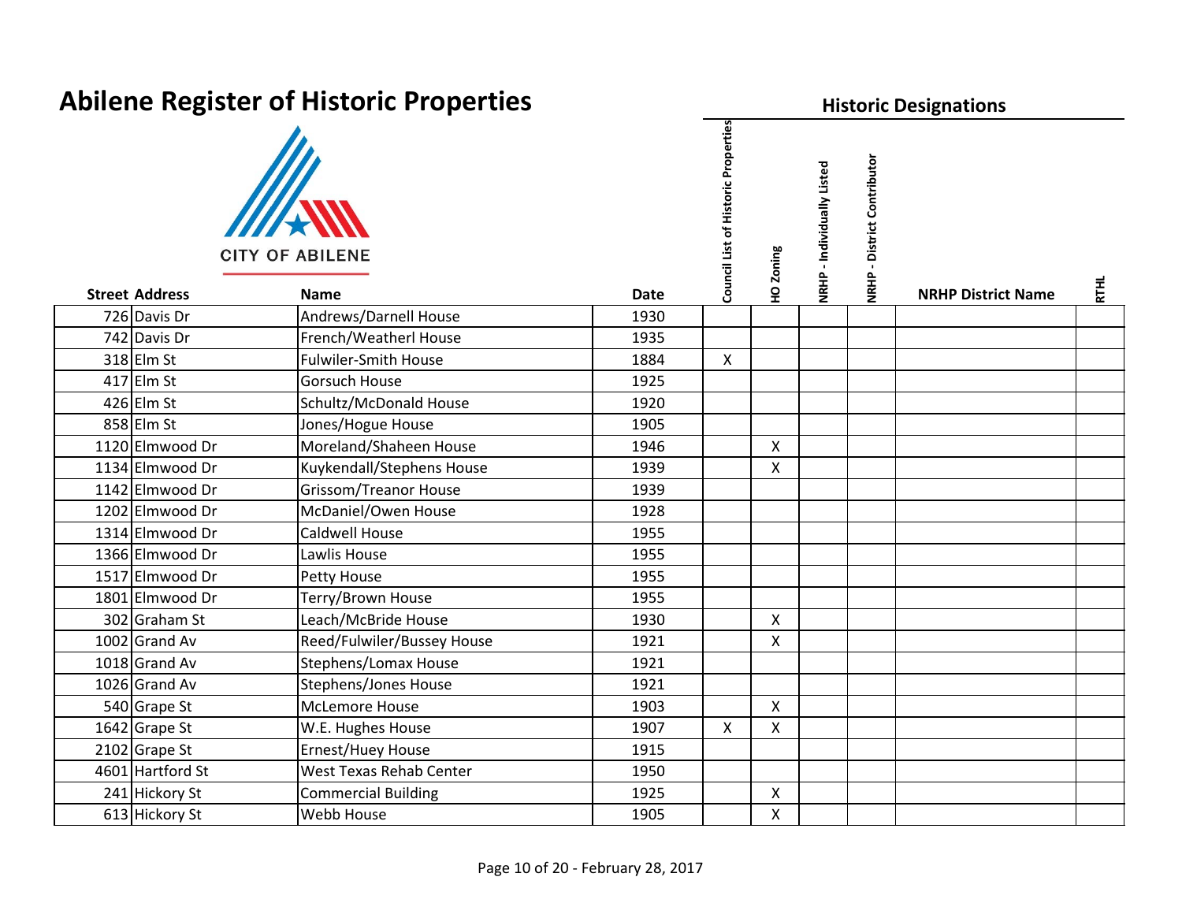# Abilene Register of Historic Properties

CITY OF ABILENE

| Street Address | | Name | Date | Historic Designations | | | | | |
|---|---|---|---|---|---|---|---|---|---|
| | | | | Council List of Historic Properties | HO Zoning | NRHP - Individually Listed | NRHP - District Contributor | NRHP District Name | RTHL |
| 726 | Davis Dr | Andrews/Darnell House | 1930 | | | | | | |
| 742 | Davis Dr | French/Weatherl House | 1935 | | | | | | |
| 318 | Elm St | Fulwiler-Smith House | 1884 | X | | | | | |
| 417 | Elm St | Gorsuch House | 1925 | | | | | | |
| 426 | Elm St | Schultz/McDonald House | 1920 | | | | | | |
| 858 | Elm St | Jones/Hogue House | 1905 | | | | | | |
| 1120 | Elmwood Dr | Moreland/Shaheen House | 1946 | | X | | | | |
| 1134 | Elmwood Dr | Kuykendall/Stephens House | 1939 | | X | | | | |
| 1142 | Elmwood Dr | Grissom/Treanor House | 1939 | | | | | | |
| 1202 | Elmwood Dr | McDaniel/Owen House | 1928 | | | | | | |
| 1314 | Elmwood Dr | Caldwell House | 1955 | | | | | | |
| 1366 | Elmwood Dr | Lawlis House | 1955 | | | | | | |
| 1517 | Elmwood Dr | Petty House | 1955 | | | | | | |
| 1801 | Elmwood Dr | Terry/Brown House | 1955 | | | | | | |
| 302 | Graham St | Leach/McBride House | 1930 | | X | | | | |
| 1002 | Grand Av | Reed/Fulwiler/Bussey House | 1921 | | X | | | | |
| 1018 | Grand Av | Stephens/Lomax House | 1921 | | | | | | |
| 1026 | Grand Av | Stephens/Jones House | 1921 | | | | | | |
| 540 | Grape St | McLemore House | 1903 | | X | | | | |
| 1642 | Grape St | W.E. Hughes House | 1907 | X | X | | | | |
| 2102 | Grape St | Ernest/Huey House | 1915 | | | | | | |
| 4601 | Hartford St | West Texas Rehab Center | 1950 | | | | | | |
| 241 | Hickory St | Commercial Building | 1925 | | X | | | | |
| 613 | Hickory St | Webb House | 1905 | | X | | | | |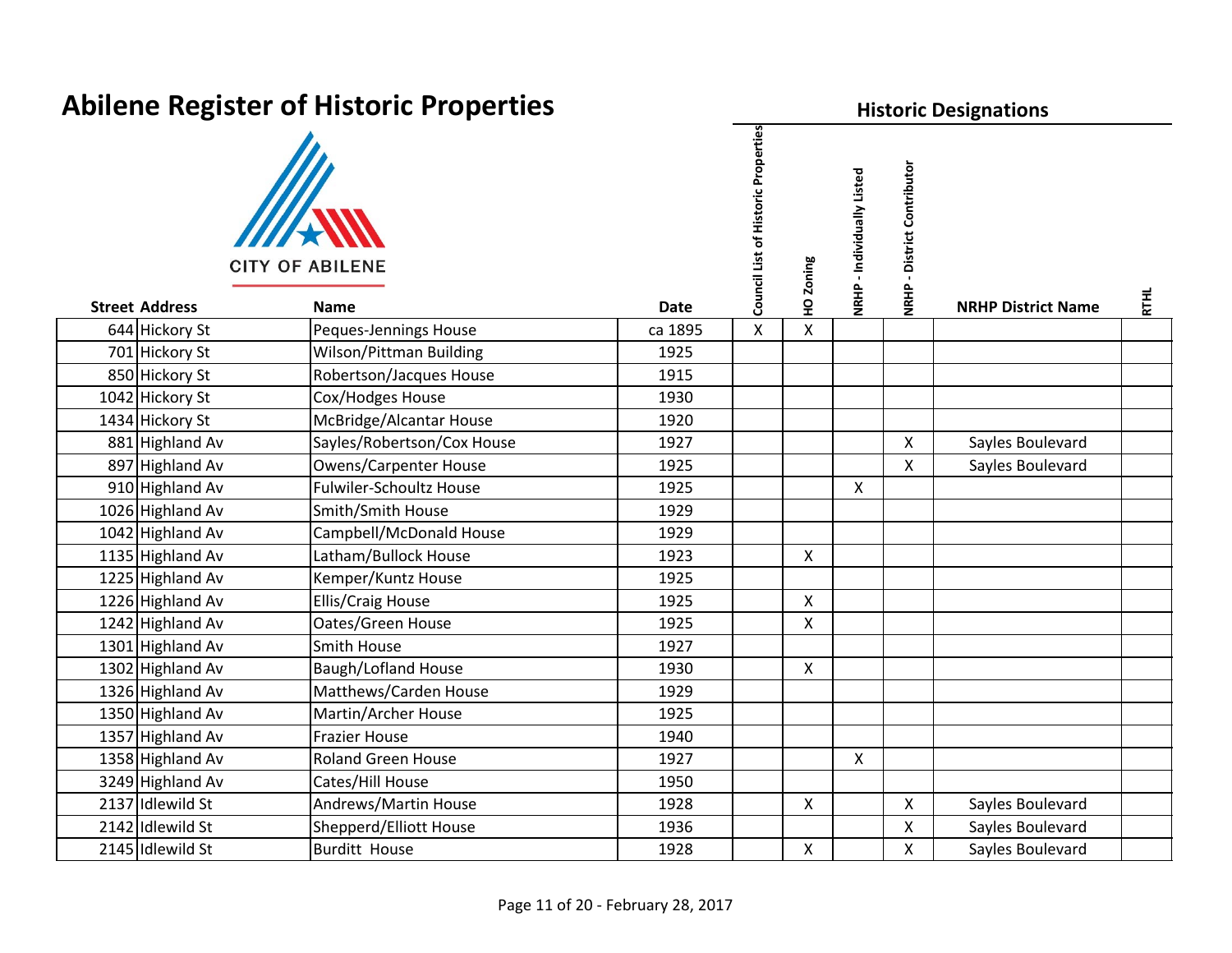# Abilene Register of Historic Properties

CITY OF ABILENE

| Street Address | | Name | Date | Council List of Historic Properties | HO Zoning | NRHP - Individually Listed | NRHP - District Contributor | NRHP District Name | RTHL |
|---|---|---|---|---|---|---|---|---|---|
| 644 | Hickory St | Peques-Jennings House | ca 1895 | X | X | | | | |
| 701 | Hickory St | Wilson/Pittman Building | 1925 | | | | | | |
| 850 | Hickory St | Robertson/Jacques House | 1915 | | | | | | |
| 1042 | Hickory St | Cox/Hodges House | 1930 | | | | | | |
| 1434 | Hickory St | McBridge/Alcantar House | 1920 | | | | | | |
| 881 | Highland Av | Sayles/Robertson/Cox House | 1927 | | | | X | Sayles Boulevard | |
| 897 | Highland Av | Owens/Carpenter House | 1925 | | | | X | Sayles Boulevard | |
| 910 | Highland Av | Fulwiler-Schoultz House | 1925 | | | X | | | |
| 1026 | Highland Av | Smith/Smith House | 1929 | | | | | | |
| 1042 | Highland Av | Campbell/McDonald House | 1929 | | | | | | |
| 1135 | Highland Av | Latham/Bullock House | 1923 | | X | | | | |
| 1225 | Highland Av | Kemper/Kuntz House | 1925 | | | | | | |
| 1226 | Highland Av | Ellis/Craig House | 1925 | | X | | | | |
| 1242 | Highland Av | Oates/Green House | 1925 | | X | | | | |
| 1301 | Highland Av | Smith House | 1927 | | | | | | |
| 1302 | Highland Av | Baugh/Lofland House | 1930 | | X | | | | |
| 1326 | Highland Av | Matthews/Carden House | 1929 | | | | | | |
| 1350 | Highland Av | Martin/Archer House | 1925 | | | | | | |
| 1357 | Highland Av | Frazier House | 1940 | | | | | | |
| 1358 | Highland Av | Roland Green House | 1927 | | | X | | | |
| 3249 | Highland Av | Cates/Hill House | 1950 | | | | | | |
| 2137 | Idlewild St | Andrews/Martin House | 1928 | | X | | X | Sayles Boulevard | |
| 2142 | Idlewild St | Shepperd/Elliott House | 1936 | | | | X | Sayles Boulevard | |
| 2145 | Idlewild St | Burditt House | 1928 | | X | | X | Sayles Boulevard | |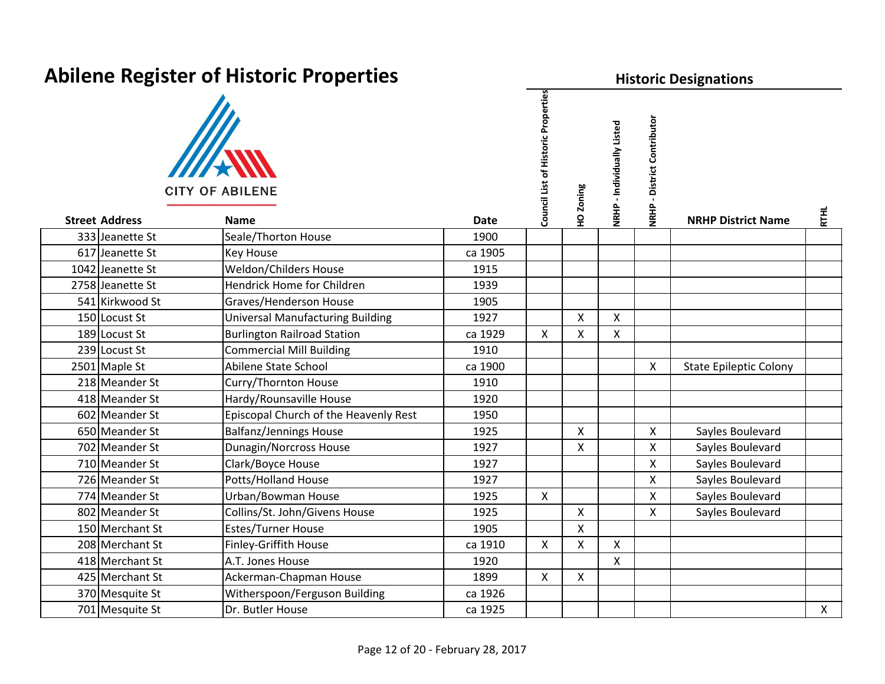# Abilene Register of Historic Properties

CITY OF ABILENE

| Street Address | | Name | Date | Historic Designations | | | | | |
|---|---|---|---|---|---|---|---|---|---|
| | | | | Council List of Historic Properties | HO Zoning | NRHP - Individually Listed | NRHP - District Contributor | NRHP District Name | RTHL |
| 333 | Jeanette St | Seale/Thorton House | 1900 | | | | | | |
| 617 | Jeanette St | Key House | ca 1905 | | | | | | |
| 1042 | Jeanette St | Weldon/Childers House | 1915 | | | | | | |
| 2758 | Jeanette St | Hendrick Home for Children | 1939 | | | | | | |
| 541 | Kirkwood St | Graves/Henderson House | 1905 | | | | | | |
| 150 | Locust St | Universal Manufacturing Building | 1927 | | X | X | | | |
| 189 | Locust St | Burlington Railroad Station | ca 1929 | X | X | X | | | |
| 239 | Locust St | Commercial Mill Building | 1910 | | | | | | |
| 2501 | Maple St | Abilene State School | ca 1900 | | | | X | State Epileptic Colony | |
| 218 | Meander St | Curry/Thornton House | 1910 | | | | | | |
| 418 | Meander St | Hardy/Rounsaville House | 1920 | | | | | | |
| 602 | Meander St | Episcopal Church of the Heavenly Rest | 1950 | | | | | | |
| 650 | Meander St | Balfanz/Jennings House | 1925 | | X | | X | Sayles Boulevard | |
| 702 | Meander St | Dunagin/Norcross House | 1927 | | X | | X | Sayles Boulevard | |
| 710 | Meander St | Clark/Boyce House | 1927 | | | | X | Sayles Boulevard | |
| 726 | Meander St | Potts/Holland House | 1927 | | | | X | Sayles Boulevard | |
| 774 | Meander St | Urban/Bowman House | 1925 | X | | | X | Sayles Boulevard | |
| 802 | Meander St | Collins/St. John/Givens House | 1925 | | X | | X | Sayles Boulevard | |
| 150 | Merchant St | Estes/Turner House | 1905 | | X | | | | |
| 208 | Merchant St | Finley-Griffith House | ca 1910 | X | X | X | | | |
| 418 | Merchant St | A.T. Jones House | 1920 | | | X | | | |
| 425 | Merchant St | Ackerman-Chapman House | 1899 | X | X | | | | |
| 370 | Mesquite St | Witherspoon/Ferguson Building | ca 1926 | | | | | | |
| 701 | Mesquite St | Dr. Butler House | ca 1925 | | | | | | X |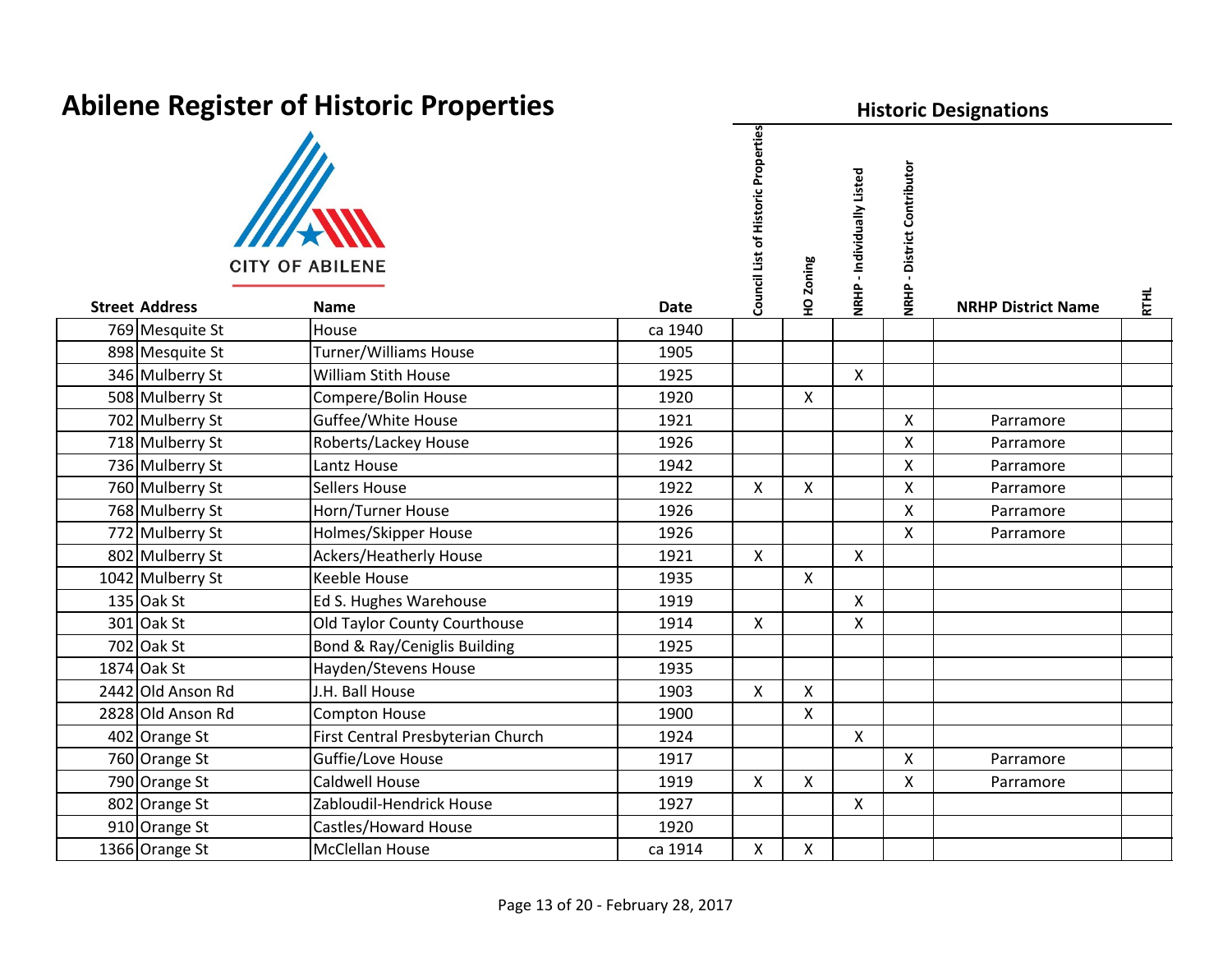# Abilene Register of Historic Properties

CITY OF ABILENE

| Street Address | | Name | Date | Council List of Historic Properties | HO Zoning | NRHP - Individually Listed | NRHP - District Contributor | NRHP District Name | RTHL |
|---|---|---|---|---|---|---|---|---|---|
| 769 | Mesquite St | House | ca 1940 | | | | | | |
| 898 | Mesquite St | Turner/Williams House | 1905 | | | | | | |
| 346 | Mulberry St | William Stith House | 1925 | | | X | | | |
| 508 | Mulberry St | Compere/Bolin House | 1920 | | X | | | | |
| 702 | Mulberry St | Guffee/White House | 1921 | | | | X | Parramore | |
| 718 | Mulberry St | Roberts/Lackey House | 1926 | | | | X | Parramore | |
| 736 | Mulberry St | Lantz House | 1942 | | | | X | Parramore | |
| 760 | Mulberry St | Sellers House | 1922 | X | X | | X | Parramore | |
| 768 | Mulberry St | Horn/Turner House | 1926 | | | | X | Parramore | |
| 772 | Mulberry St | Holmes/Skipper House | 1926 | | | | X | Parramore | |
| 802 | Mulberry St | Ackers/Heatherly House | 1921 | X | | X | | | |
| 1042 | Mulberry St | Keeble House | 1935 | | X | | | | |
| 135 | Oak St | Ed S. Hughes Warehouse | 1919 | | | X | | | |
| 301 | Oak St | Old Taylor County Courthouse | 1914 | X | | X | | | |
| 702 | Oak St | Bond & Ray/Ceniglis Building | 1925 | | | | | | |
| 1874 | Oak St | Hayden/Stevens House | 1935 | | | | | | |
| 2442 | Old Anson Rd | J.H. Ball House | 1903 | X | X | | | | |
| 2828 | Old Anson Rd | Compton House | 1900 | | X | | | | |
| 402 | Orange St | First Central Presbyterian Church | 1924 | | | X | | | |
| 760 | Orange St | Guffie/Love House | 1917 | | | | X | Parramore | |
| 790 | Orange St | Caldwell House | 1919 | X | X | | X | Parramore | |
| 802 | Orange St | Zabloudil-Hendrick House | 1927 | | | X | | | |
| 910 | Orange St | Castles/Howard House | 1920 | | | | | | |
| 1366 | Orange St | McClellan House | ca 1914 | X | X | | | | |

Page 13 of 20 - February 28, 2017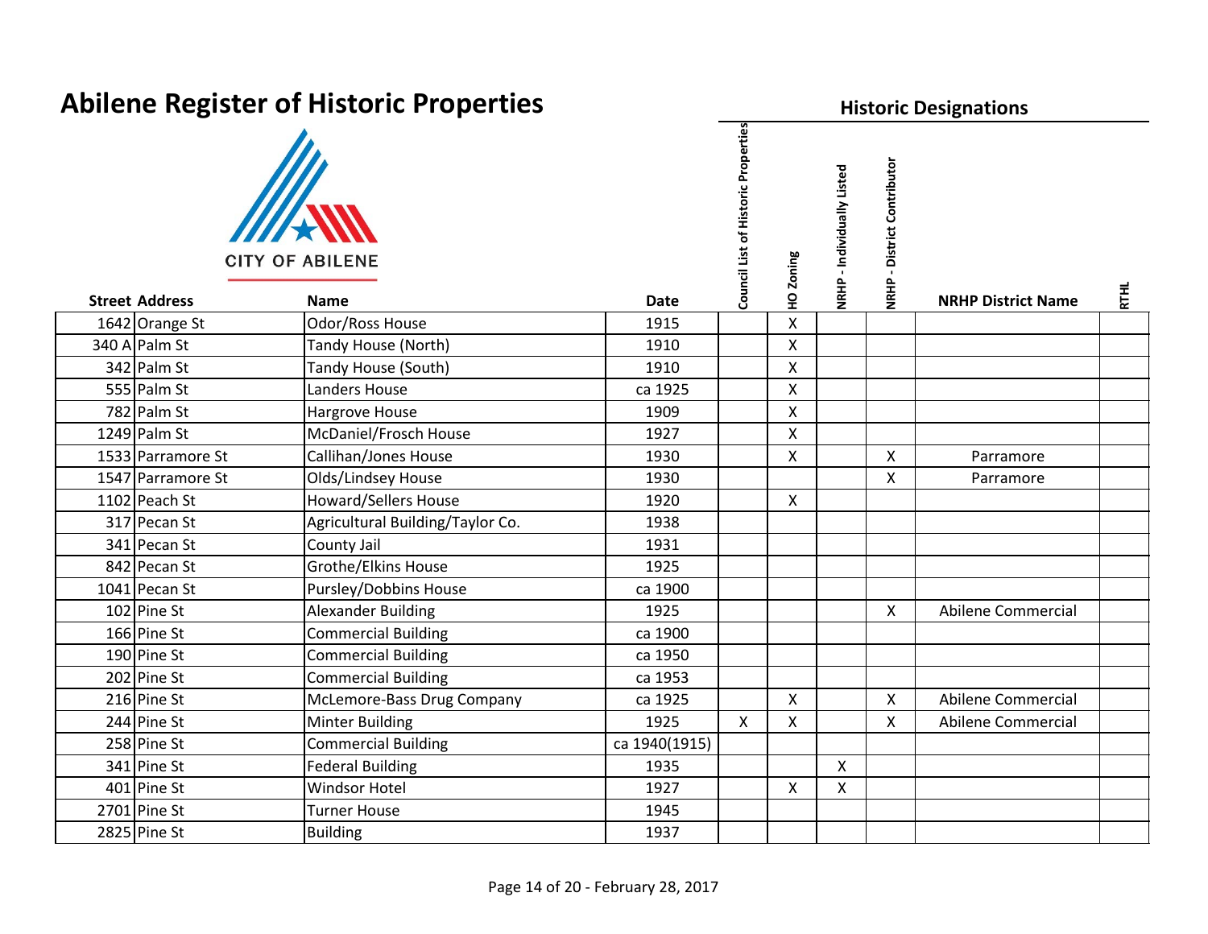# Abilene Register of Historic Properties

CITY OF ABILENE

| Street Address | | Name | Date | Council List of Historic Properties | HO Zoning | NRHP - Individually Listed | NRHP - District Contributor | NRHP District Name | RTHL |
|---|---|---|---|---|---|---|---|---|---|
| | | | | **Historic Designations** | | | | | |
| 1642 | Orange St | Odor/Ross House | 1915 | | X | | | | |
| 340 A | Palm St | Tandy House (North) | 1910 | | X | | | | |
| 342 | Palm St | Tandy House (South) | 1910 | | X | | | | |
| 555 | Palm St | Landers House | ca 1925 | | X | | | | |
| 782 | Palm St | Hargrove House | 1909 | | X | | | | |
| 1249 | Palm St | McDaniel/Frosch House | 1927 | | X | | | | |
| 1533 | Parramore St | Callihan/Jones House | 1930 | | X | | X | Parramore | |
| 1547 | Parramore St | Olds/Lindsey House | 1930 | | | | X | Parramore | |
| 1102 | Peach St | Howard/Sellers House | 1920 | | X | | | | |
| 317 | Pecan St | Agricultural Building/Taylor Co. | 1938 | | | | | | |
| 341 | Pecan St | County Jail | 1931 | | | | | | |
| 842 | Pecan St | Grothe/Elkins House | 1925 | | | | | | |
| 1041 | Pecan St | Pursley/Dobbins House | ca 1900 | | | | | | |
| 102 | Pine St | Alexander Building | 1925 | | | | X | Abilene Commercial | |
| 166 | Pine St | Commercial Building | ca 1900 | | | | | | |
| 190 | Pine St | Commercial Building | ca 1950 | | | | | | |
| 202 | Pine St | Commercial Building | ca 1953 | | | | | | |
| 216 | Pine St | McLemore-Bass Drug Company | ca 1925 | | X | | X | Abilene Commercial | |
| 244 | Pine St | Minter Building | 1925 | X | X | | X | Abilene Commercial | |
| 258 | Pine St | Commercial Building | ca 1940(1915) | | | | | | |
| 341 | Pine St | Federal Building | 1935 | | | X | | | |
| 401 | Pine St | Windsor Hotel | 1927 | | X | X | | | |
| 2701 | Pine St | Turner House | 1945 | | | | | | |
| 2825 | Pine St | Building | 1937 | | | | | | |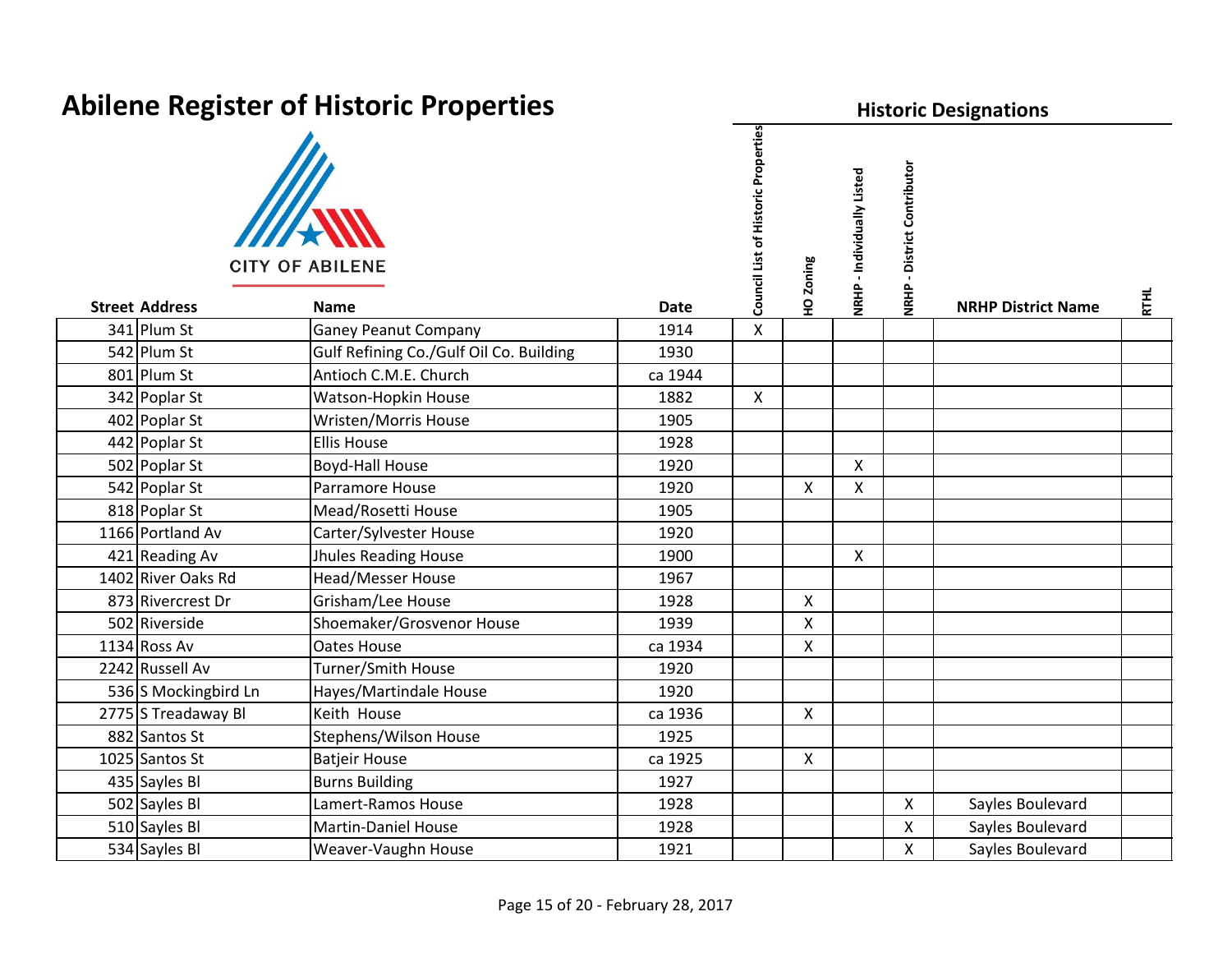# Abilene Register of Historic Properties

CITY OF ABILENE

| Street Address | | Name | Date | Council List of Historic Properties | HO Zoning | NRHP - Individually Listed | NRHP - District Contributor | NRHP District Name | RTHL |
|---|---|---|---|---|---|---|---|---|---|
| | | | | **Historic Designations** | | | | | |
| 341 | Plum St | Ganey Peanut Company | 1914 | X | | | | | |
| 542 | Plum St | Gulf Refining Co./Gulf Oil Co. Building | 1930 | | | | | | |
| 801 | Plum St | Antioch C.M.E. Church | ca 1944 | | | | | | |
| 342 | Poplar St | Watson-Hopkin House | 1882 | X | | | | | |
| 402 | Poplar St | Wristen/Morris House | 1905 | | | | | | |
| 442 | Poplar St | Ellis House | 1928 | | | | | | |
| 502 | Poplar St | Boyd-Hall House | 1920 | | | X | | | |
| 542 | Poplar St | Parramore House | 1920 | | X | X | | | |
| 818 | Poplar St | Mead/Rosetti House | 1905 | | | | | | |
| 1166 | Portland Av | Carter/Sylvester House | 1920 | | | | | | |
| 421 | Reading Av | Jhules Reading House | 1900 | | | X | | | |
| 1402 | River Oaks Rd | Head/Messer House | 1967 | | | | | | |
| 873 | Rivercrest Dr | Grisham/Lee House | 1928 | | X | | | | |
| 502 | Riverside | Shoemaker/Grosvenor House | 1939 | | X | | | | |
| 1134 | Ross Av | Oates House | ca 1934 | | X | | | | |
| 2242 | Russell Av | Turner/Smith House | 1920 | | | | | | |
| 536 | S Mockingbird Ln | Hayes/Martindale House | 1920 | | | | | | |
| 2775 | S Treadaway Bl | Keith House | ca 1936 | | X | | | | |
| 882 | Santos St | Stephens/Wilson House | 1925 | | | | | | |
| 1025 | Santos St | Batjeir House | ca 1925 | | X | | | | |
| 435 | Sayles Bl | Burns Building | 1927 | | | | | | |
| 502 | Sayles Bl | Lamert-Ramos House | 1928 | | | | X | Sayles Boulevard | |
| 510 | Sayles Bl | Martin-Daniel House | 1928 | | | | X | Sayles Boulevard | |
| 534 | Sayles Bl | Weaver-Vaughn House | 1921 | | | | X | Sayles Boulevard | |

Page 15 of 20 - February 28, 2017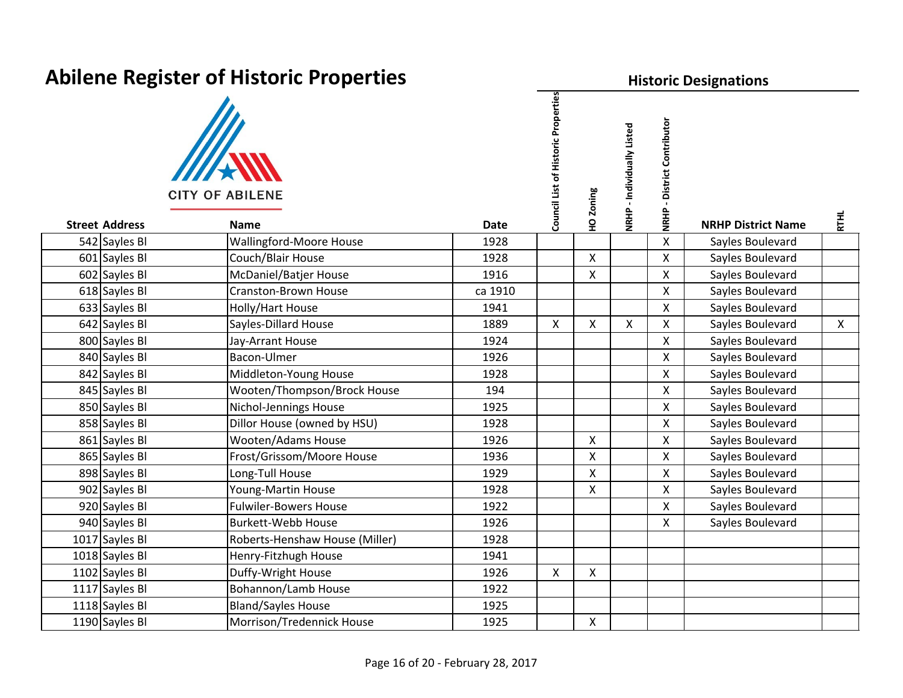# Abilene Register of Historic Properties

CITY OF ABILENE

| Street Address | | Name | Date | Council List of Historic Properties | HO Zoning | NRHP - Individually Listed | NRHP - District Contributor | NRHP District Name | RTHL |
|---|---|---|---|---|---|---|---|---|---|
| | | | | Historic Designations | | | | | |
| 542 | Sayles Bl | Wallingford-Moore House | 1928 | | | | X | Sayles Boulevard | |
| 601 | Sayles Bl | Couch/Blair House | 1928 | | X | | X | Sayles Boulevard | |
| 602 | Sayles Bl | McDaniel/Batjer House | 1916 | | X | | X | Sayles Boulevard | |
| 618 | Sayles Bl | Cranston-Brown House | ca 1910 | | | | X | Sayles Boulevard | |
| 633 | Sayles Bl | Holly/Hart House | 1941 | | | | X | Sayles Boulevard | |
| 642 | Sayles Bl | Sayles-Dillard House | 1889 | X | X | X | X | Sayles Boulevard | X |
| 800 | Sayles Bl | Jay-Arrant House | 1924 | | | | X | Sayles Boulevard | |
| 840 | Sayles Bl | Bacon-Ulmer | 1926 | | | | X | Sayles Boulevard | |
| 842 | Sayles Bl | Middleton-Young House | 1928 | | | | X | Sayles Boulevard | |
| 845 | Sayles Bl | Wooten/Thompson/Brock House | 194 | | | | X | Sayles Boulevard | |
| 850 | Sayles Bl | Nichol-Jennings House | 1925 | | | | X | Sayles Boulevard | |
| 858 | Sayles Bl | Dillor House (owned by HSU) | 1928 | | | | X | Sayles Boulevard | |
| 861 | Sayles Bl | Wooten/Adams House | 1926 | | X | | X | Sayles Boulevard | |
| 865 | Sayles Bl | Frost/Grissom/Moore House | 1936 | | X | | X | Sayles Boulevard | |
| 898 | Sayles Bl | Long-Tull House | 1929 | | X | | X | Sayles Boulevard | |
| 902 | Sayles Bl | Young-Martin House | 1928 | | X | | X | Sayles Boulevard | |
| 920 | Sayles Bl | Fulwiler-Bowers House | 1922 | | | | X | Sayles Boulevard | |
| 940 | Sayles Bl | Burkett-Webb House | 1926 | | | | X | Sayles Boulevard | |
| 1017 | Sayles Bl | Roberts-Henshaw House (Miller) | 1928 | | | | | | |
| 1018 | Sayles Bl | Henry-Fitzhugh House | 1941 | | | | | | |
| 1102 | Sayles Bl | Duffy-Wright House | 1926 | X | X | | | | |
| 1117 | Sayles Bl | Bohannon/Lamb House | 1922 | | | | | | |
| 1118 | Sayles Bl | Bland/Sayles House | 1925 | | | | | | |
| 1190 | Sayles Bl | Morrison/Tredennick House | 1925 | | X | | | | |

Page 16 of 20 - February 28, 2017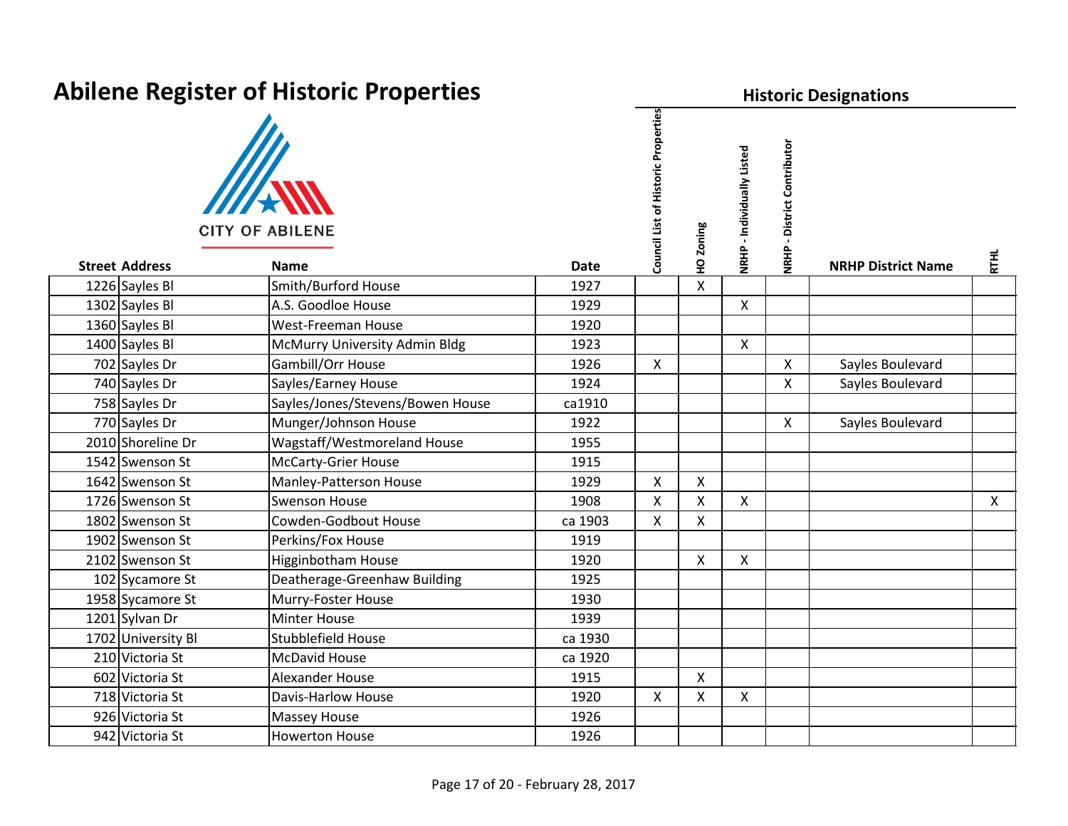# Abilene Register of Historic Properties

CITY OF ABILENE

| Street Address | | Name | Date | Council List of Historic Properties | HO Zoning | NRHP - Individually Listed | NRHP - District Contributor | NRHP District Name | RTHL |
|---|---|---|---|---|---|---|---|---|---|
| | | | | **Historic Designations** | | | | | |
| 1226 | Sayles Bl | Smith/Burford House | 1927 | | X | | | | |
| 1302 | Sayles Bl | A.S. Goodloe House | 1929 | | | X | | | |
| 1360 | Sayles Bl | West-Freeman House | 1920 | | | | | | |
| 1400 | Sayles Bl | McMurry University Admin Bldg | 1923 | | | X | | | |
| 702 | Sayles Dr | Gambill/Orr House | 1926 | X | | | X | Sayles Boulevard | |
| 740 | Sayles Dr | Sayles/Earney House | 1924 | | | | X | Sayles Boulevard | |
| 758 | Sayles Dr | Sayles/Jones/Stevens/Bowen House | ca1910 | | | | | | |
| 770 | Sayles Dr | Munger/Johnson House | 1922 | | | | X | Sayles Boulevard | |
| 2010 | Shoreline Dr | Wagstaff/Westmoreland House | 1955 | | | | | | |
| 1542 | Swenson St | McCarty-Grier House | 1915 | | | | | | |
| 1642 | Swenson St | Manley-Patterson House | 1929 | X | X | | | | |
| 1726 | Swenson St | Swenson House | 1908 | X | X | X | | | X |
| 1802 | Swenson St | Cowden-Godbout House | ca 1903 | X | X | | | | |
| 1902 | Swenson St | Perkins/Fox House | 1919 | | | | | | |
| 2102 | Swenson St | Higginbotham House | 1920 | | X | X | | | |
| 102 | Sycamore St | Deatherage-Greenhaw Building | 1925 | | | | | | |
| 1958 | Sycamore St | Murry-Foster House | 1930 | | | | | | |
| 1201 | Sylvan Dr | Minter House | 1939 | | | | | | |
| 1702 | University Bl | Stubblefield House | ca 1930 | | | | | | |
| 210 | Victoria St | McDavid House | ca 1920 | | | | | | |
| 602 | Victoria St | Alexander House | 1915 | | X | | | | |
| 718 | Victoria St | Davis-Harlow House | 1920 | X | X | X | | | |
| 926 | Victoria St | Massey House | 1926 | | | | | | |
| 942 | Victoria St | Howerton House | 1926 | | | | | | |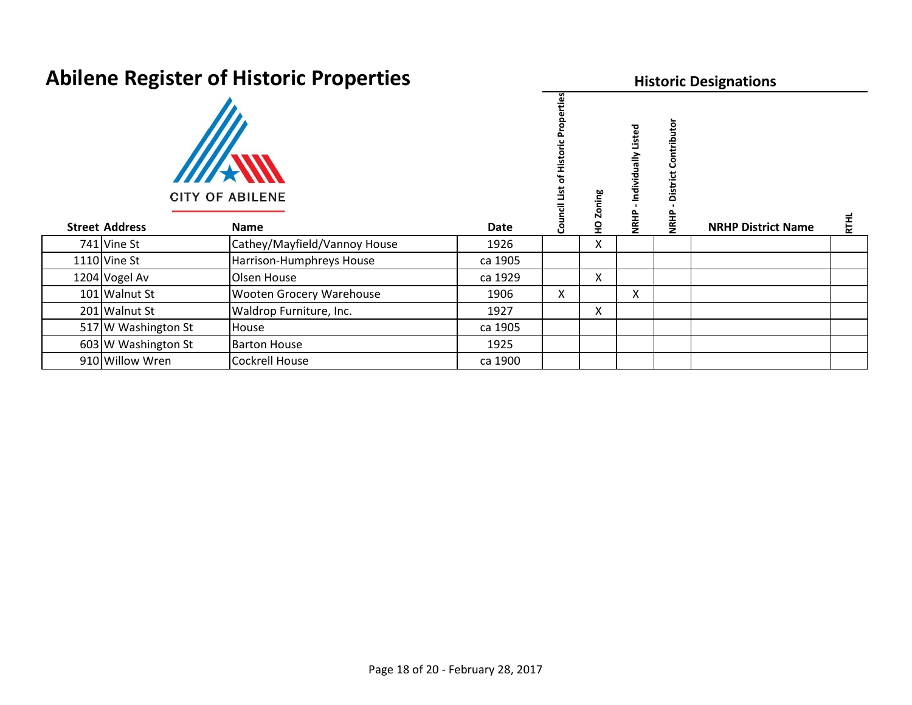# Abilene Register of Historic Properties

CITY OF ABILENE

| Street Address | | Name | Date | Historic Designations | | | | | |
|---|---|---|---|---|---|---|---|---|---|
| | | | | Council List of Historic Properties | HO Zoning | NRHP - Individually Listed | NRHP - District Contributor | NRHP District Name | RTHL |
| 741 | Vine St | Cathey/Mayfield/Vannoy House | 1926 | | X | | | | |
| 1110 | Vine St | Harrison-Humphreys House | ca 1905 | | | | | | |
| 1204 | Vogel Av | Olsen House | ca 1929 | | X | | | | |
| 101 | Walnut St | Wooten Grocery Warehouse | 1906 | X | | X | | | |
| 201 | Walnut St | Waldrop Furniture, Inc. | 1927 | | X | | | | |
| 517 | W Washington St | House | ca 1905 | | | | | | |
| 603 | W Washington St | Barton House | 1925 | | | | | | |
| 910 | Willow Wren | Cockrell House | ca 1900 | | | | | | |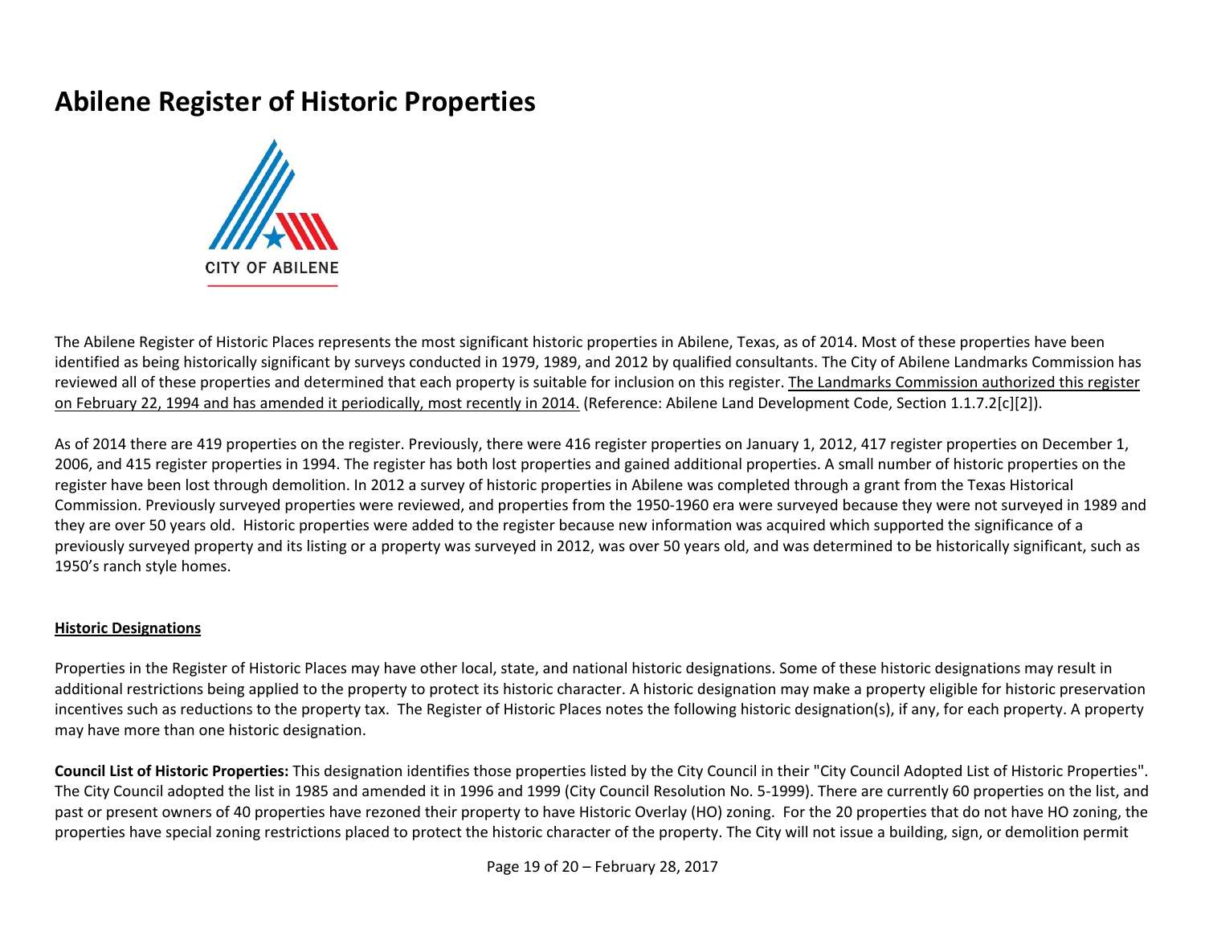# Abilene Register of Historic Properties

CITY OF ABILENE

The Abilene Register of Historic Places represents the most significant historic properties in Abilene, Texas, as of 2014. Most of these properties have been identified as being historically significant by surveys conducted in 1979, 1989, and 2012 by qualified consultants. The City of Abilene Landmarks Commission has reviewed all of these properties and determined that each property is suitable for inclusion on this register. <u>The Landmarks Commission authorized this register on February 22, 1994 and has amended it periodically, most recently in 2014.</u> (Reference: Abilene Land Development Code, Section 1.1.7.2[c][2]).

As of 2014 there are 419 properties on the register. Previously, there were 416 register properties on January 1, 2012, 417 register properties on December 1, 2006, and 415 register properties in 1994. The register has both lost properties and gained additional properties. A small number of historic properties on the register have been lost through demolition. In 2012 a survey of historic properties in Abilene was completed through a grant from the Texas Historical Commission. Previously surveyed properties were reviewed, and properties from the 1950-1960 era were surveyed because they were not surveyed in 1989 and they are over 50 years old. Historic properties were added to the register because new information was acquired which supported the significance of a previously surveyed property and its listing or a property was surveyed in 2012, was over 50 years old, and was determined to be historically significant, such as 1950's ranch style homes.

## Historic Designations

Properties in the Register of Historic Places may have other local, state, and national historic designations. Some of these historic designations may result in additional restrictions being applied to the property to protect its historic character. A historic designation may make a property eligible for historic preservation incentives such as reductions to the property tax. The Register of Historic Places notes the following historic designation(s), if any, for each property. A property may have more than one historic designation.

**Council List of Historic Properties:** This designation identifies those properties listed by the City Council in their "City Council Adopted List of Historic Properties". The City Council adopted the list in 1985 and amended it in 1996 and 1999 (City Council Resolution No. 5-1999). There are currently 60 properties on the list, and past or present owners of 40 properties have rezoned their property to have Historic Overlay (HO) zoning. For the 20 properties that do not have HO zoning, the properties have special zoning restrictions placed to protect the historic character of the property. The City will not issue a building, sign, or demolition permit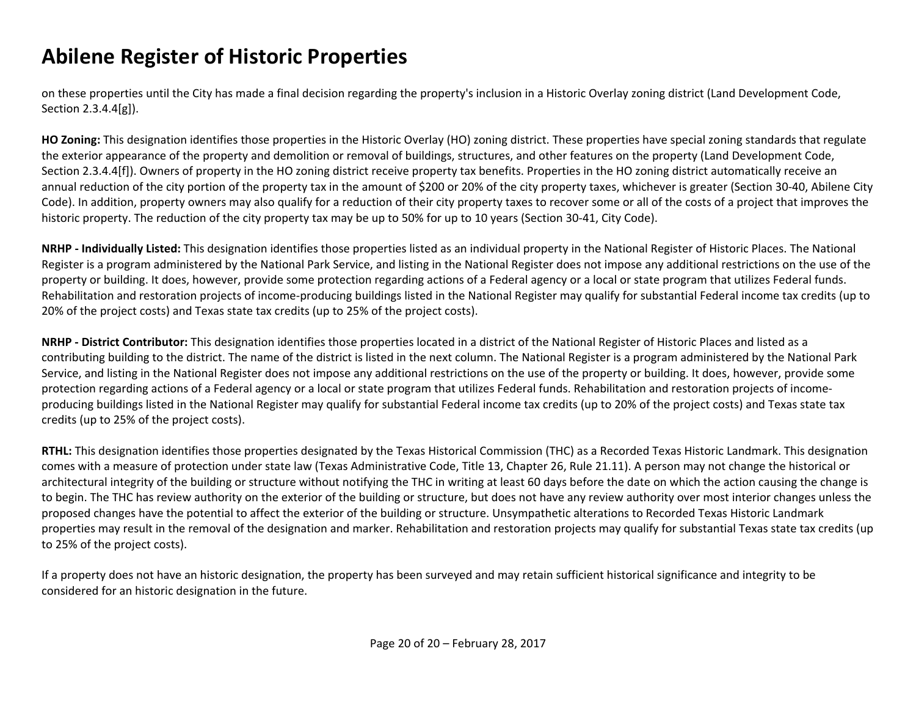on these properties until the City has made a final decision regarding the property's inclusion in a Historic Overlay zoning district (Land Development Code, Section 2.3.4.4[g]).

**HO Zoning:** This designation identifies those properties in the Historic Overlay (HO) zoning district. These properties have special zoning standards that regulate the exterior appearance of the property and demolition or removal of buildings, structures, and other features on the property (Land Development Code, Section 2.3.4.4[f]). Owners of property in the HO zoning district receive property tax benefits. Properties in the HO zoning district automatically receive an annual reduction of the city portion of the property tax in the amount of $200 or 20% of the city property taxes, whichever is greater (Section 30-40, Abilene City Code). In addition, property owners may also qualify for a reduction of their city property taxes to recover some or all of the costs of a project that improves the historic property. The reduction of the city property tax may be up to 50% for up to 10 years (Section 30-41, City Code).

**NRHP - Individually Listed:** This designation identifies those properties listed as an individual property in the National Register of Historic Places. The National Register is a program administered by the National Park Service, and listing in the National Register does not impose any additional restrictions on the use of the property or building. It does, however, provide some protection regarding actions of a Federal agency or a local or state program that utilizes Federal funds. Rehabilitation and restoration projects of income-producing buildings listed in the National Register may qualify for substantial Federal income tax credits (up to 20% of the project costs) and Texas state tax credits (up to 25% of the project costs).

**NRHP - District Contributor:** This designation identifies those properties located in a district of the National Register of Historic Places and listed as a contributing building to the district. The name of the district is listed in the next column. The National Register is a program administered by the National Park Service, and listing in the National Register does not impose any additional restrictions on the use of the property or building. It does, however, provide some protection regarding actions of a Federal agency or a local or state program that utilizes Federal funds. Rehabilitation and restoration projects of income-producing buildings listed in the National Register may qualify for substantial Federal income tax credits (up to 20% of the project costs) and Texas state tax credits (up to 25% of the project costs).

**RTHL:** This designation identifies those properties designated by the Texas Historical Commission (THC) as a Recorded Texas Historic Landmark. This designation comes with a measure of protection under state law (Texas Administrative Code, Title 13, Chapter 26, Rule 21.11). A person may not change the historical or architectural integrity of the building or structure without notifying the THC in writing at least 60 days before the date on which the action causing the change is to begin. The THC has review authority on the exterior of the building or structure, but does not have any review authority over most interior changes unless the proposed changes have the potential to affect the exterior of the building or structure. Unsympathetic alterations to Recorded Texas Historic Landmark properties may result in the removal of the designation and marker. Rehabilitation and restoration projects may qualify for substantial Texas state tax credits (up to 25% of the project costs).

If a property does not have an historic designation, the property has been surveyed and may retain sufficient historical significance and integrity to be considered for an historic designation in the future.